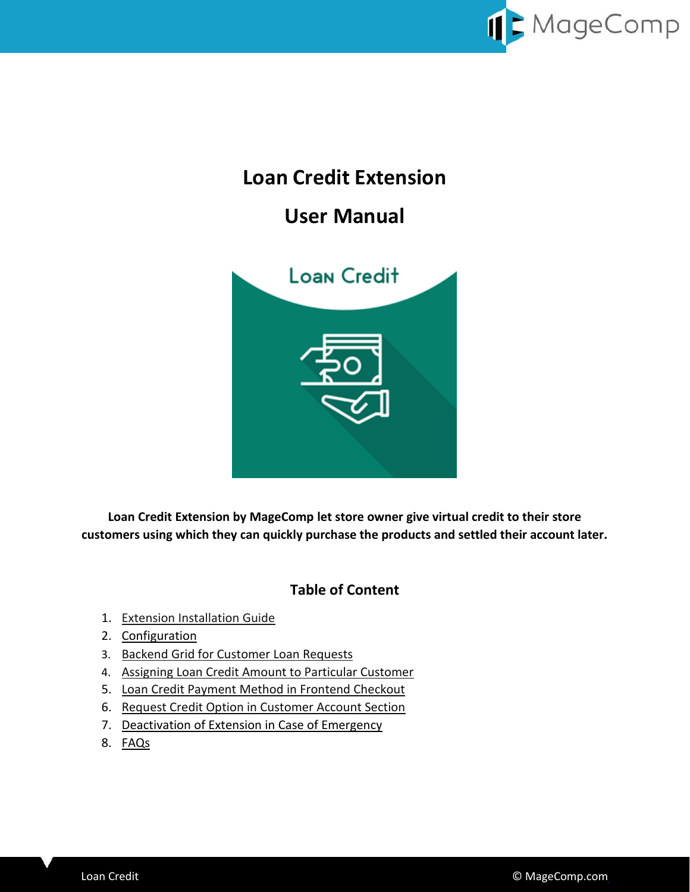# Loan Credit Extension

# User Manual

**Loan Credit Extension by MageComp let store owner give virtual credit to their store customers using which they can quickly purchase the products and settled their account later.**

## Table of Content

1. Extension Installation Guide
2. Configuration
3. Backend Grid for Customer Loan Requests
4. Assigning Loan Credit Amount to Particular Customer
5. Loan Credit Payment Method in Frontend Checkout
6. Request Credit Option in Customer Account Section
7. Deactivation of Extension in Case of Emergency
8. FAQs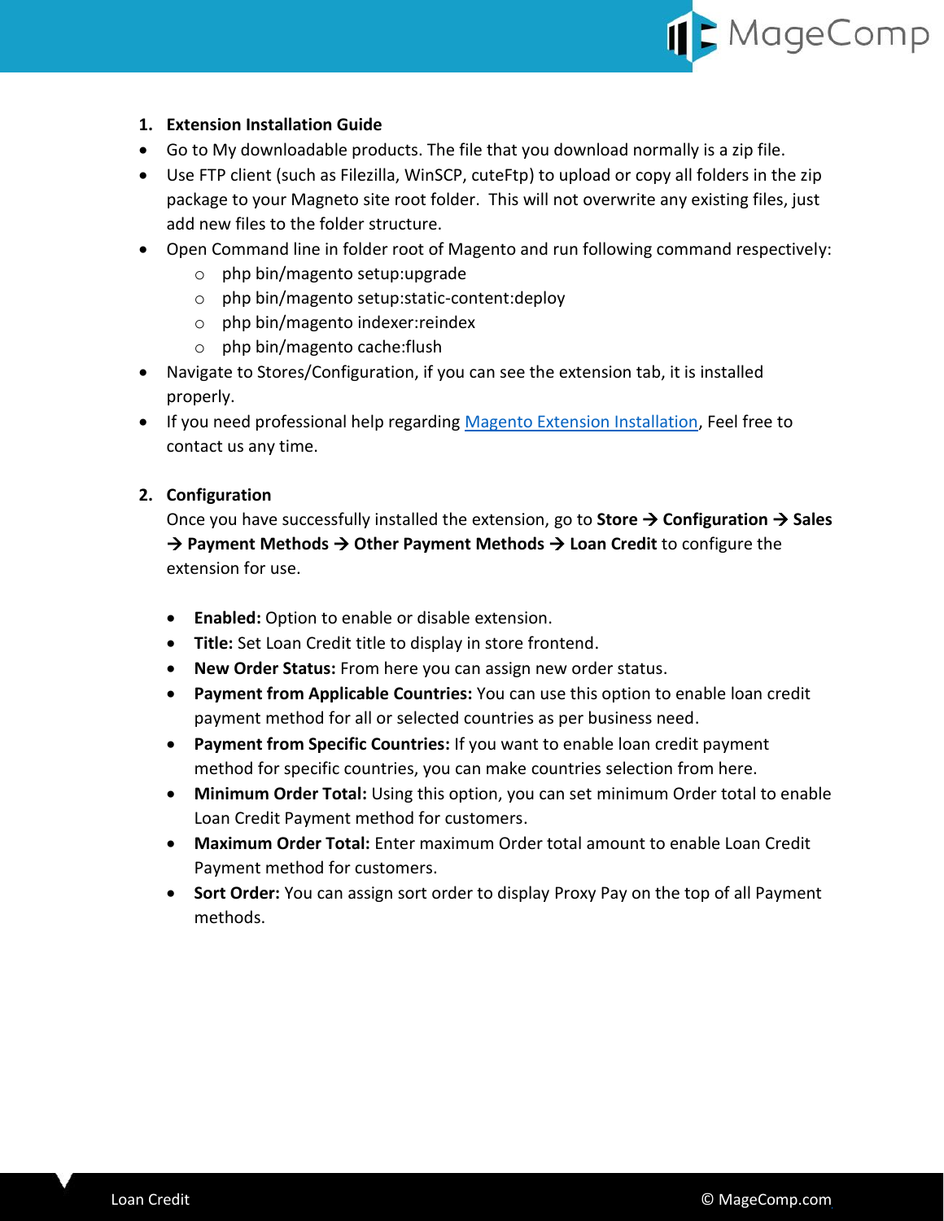## 1. Extension Installation Guide

- Go to My downloadable products. The file that you download normally is a zip file.
- Use FTP client (such as Filezilla, WinSCP, cuteFtp) to upload or copy all folders in the zip package to your Magneto site root folder. This will not overwrite any existing files, just add new files to the folder structure.
- Open Command line in folder root of Magento and run following command respectively:
  - php bin/magento setup:upgrade
  - php bin/magento setup:static-content:deploy
  - php bin/magento indexer:reindex
  - php bin/magento cache:flush
- Navigate to Stores/Configuration, if you can see the extension tab, it is installed properly.
- If you need professional help regarding [Magento Extension Installation](), Feel free to contact us any time.

## 2. Configuration

Once you have successfully installed the extension, go to **Store → Configuration → Sales → Payment Methods → Other Payment Methods → Loan Credit** to configure the extension for use.

- **Enabled:** Option to enable or disable extension.
- **Title:** Set Loan Credit title to display in store frontend.
- **New Order Status:** From here you can assign new order status.
- **Payment from Applicable Countries:** You can use this option to enable loan credit payment method for all or selected countries as per business need.
- **Payment from Specific Countries:** If you want to enable loan credit payment method for specific countries, you can make countries selection from here.
- **Minimum Order Total:** Using this option, you can set minimum Order total to enable Loan Credit Payment method for customers.
- **Maximum Order Total:** Enter maximum Order total amount to enable Loan Credit Payment method for customers.
- **Sort Order:** You can assign sort order to display Proxy Pay on the top of all Payment methods.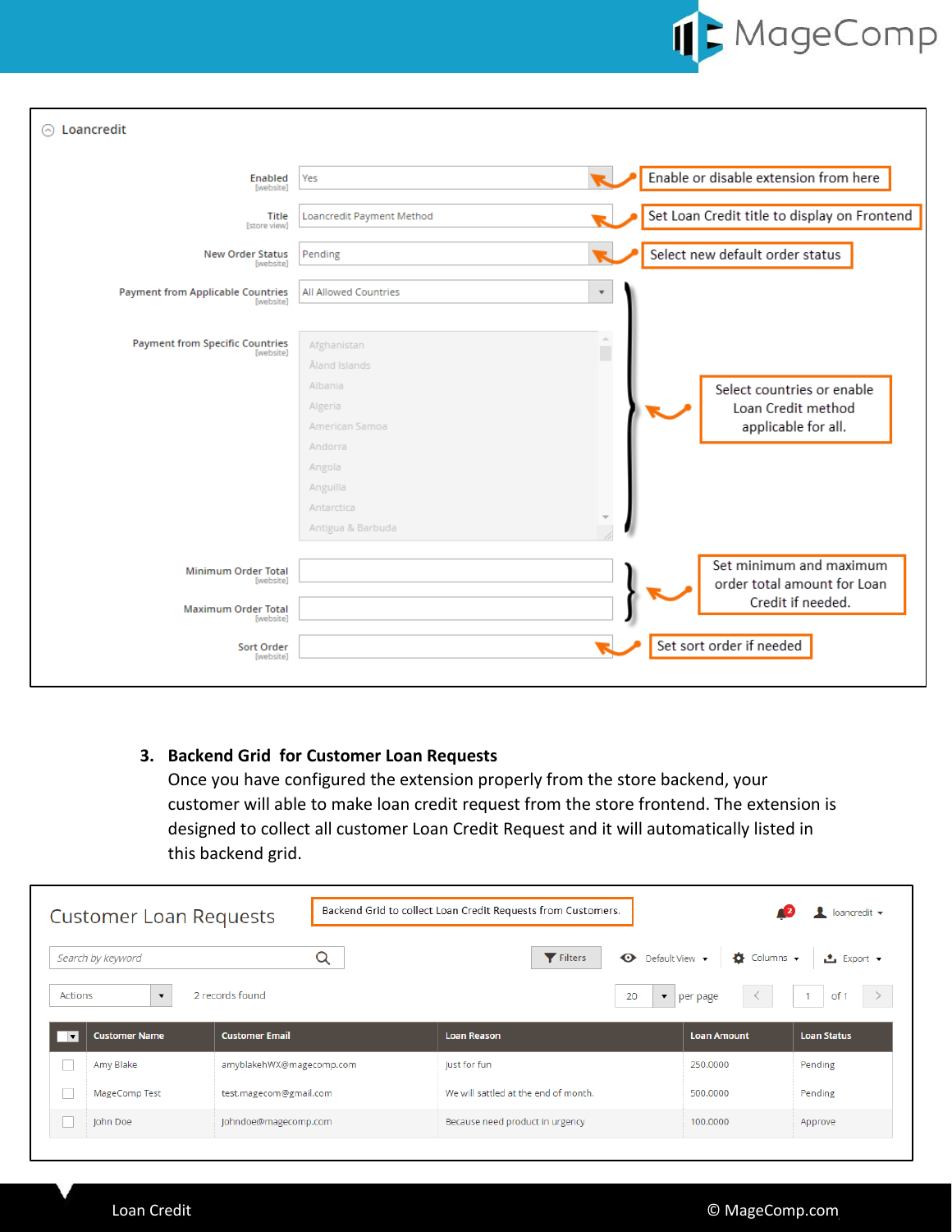Loancredit

| Setting | Value | Note |
| --- | --- | --- |
| Enabled [website] | Yes | Enable or disable extension from here |
| Title [store view] | Loancredit Payment Method | Set Loan Credit title to display on Frontend |
| New Order Status [website] | Pending | Select new default order status |
| Payment from Applicable Countries [website] | All Allowed Countries | Select countries or enable Loan Credit method applicable for all. |
| Payment from Specific Countries [website] | Afghanistan, Åland Islands, Albania, Algeria, American Samoa, Andorra, Angola, Anguilla, Antarctica, Antigua & Barbuda | |
| Minimum Order Total [website] | | Set minimum and maximum order total amount for Loan Credit if needed. |
| Maximum Order Total [website] | | |
| Sort Order [website] | | Set sort order if needed |

3. **Backend Grid for Customer Loan Requests**

   Once you have configured the extension properly from the store backend, your customer will able to make loan credit request from the store frontend. The extension is designed to collect all customer Loan Credit Request and it will automatically listed in this backend grid.

Customer Loan Requests

Backend Grid to collect Loan Credit Requests from Customers.

Search by keyword | Filters | Default View | Columns | Export

Actions | 2 records found | 20 per page | 1 of 1

| Customer Name | Customer Email | Loan Reason | Loan Amount | Loan Status |
| --- | --- | --- | --- | --- |
| Amy Blake | amyblakehWX@magecomp.com | Just for fun | 250.0000 | Pending |
| MageComp Test | test.magecom@gmail.com | We will sattled at the end of month. | 500.0000 | Pending |
| John Doe | Johndoe@magecomp.com | Because need product in urgency | 100.0000 | Approve |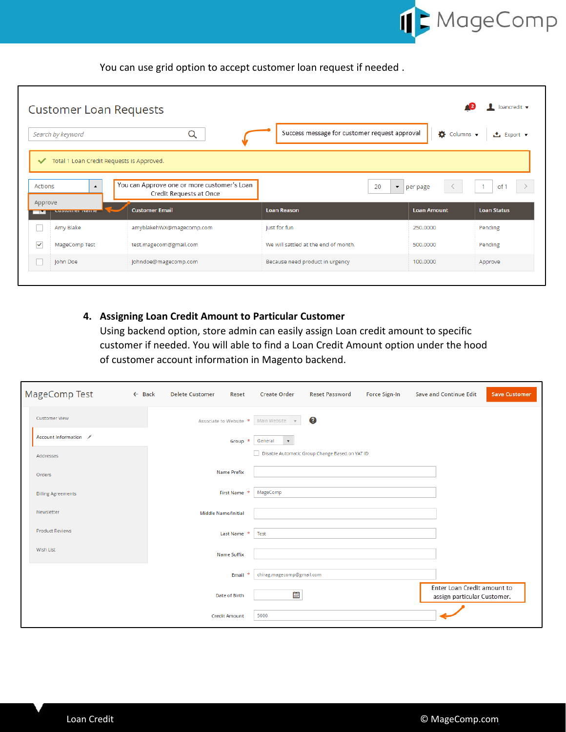You can use grid option to accept customer loan request if needed .

Customer Loan Requests

Success message for customer request approval

Total 1 Loan Credit Requests is Approved.

You can Approve one or more customer's Loan Credit Requests at Once

| Customer Name | Customer Email | Loan Reason | Loan Amount | Loan Status |
|---|---|---|---|---|
| Amy Blake | amyblakehwx@magecomp.com | Just for fun | 250.0000 | Pending |
| MageComp Test | test.magecom@gmail.com | We will sattled at the end of month. | 500.0000 | Pending |
| John Doe | johndoe@magecomp.com | Because need product in urgency | 100.0000 | Approve |

4. **Assigning Loan Credit Amount to Particular Customer**
   Using backend option, store admin can easily assign Loan credit amount to specific customer if needed. You will able to find a Loan Credit Amount option under the hood of customer account information in Magento backend.

MageComp Test

Enter Loan Credit amount to assign particular Customer.

Credit Amount: 5000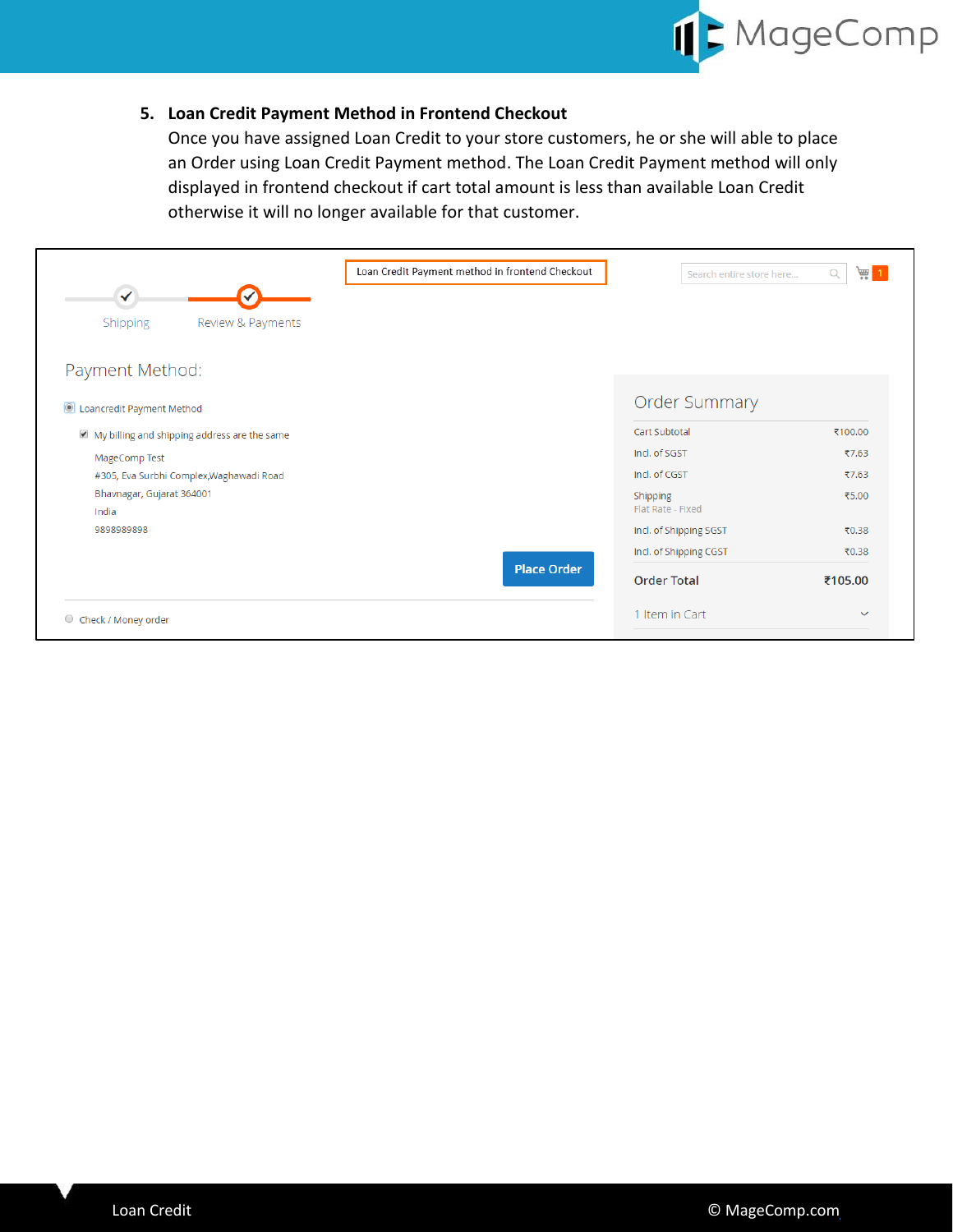5. **Loan Credit Payment Method in Frontend Checkout**

Once you have assigned Loan Credit to your store customers, he or she will able to place an Order using Loan Credit Payment method. The Loan Credit Payment method will only displayed in frontend checkout if cart total amount is less than available Loan Credit otherwise it will no longer available for that customer.

Loan Credit Payment method in frontend Checkout

Shipping | Review & Payments

Payment Method:

- (•) Loancredit Payment Method
  - [x] My billing and shipping address are the same

    MageComp Test
    #305, Eva Surbhi Complex,Waghawadi Road
    Bhavnagar, Gujarat 364001
    India
    9898989898

  Place Order
- ( ) Check / Money order

**Order Summary**

| | |
|---|---|
| Cart Subtotal | ₹100.00 |
| Incl. of SGST | ₹7.63 |
| Incl. of CGST | ₹7.63 |
| Shipping (Flat Rate - Fixed) | ₹5.00 |
| Incl. of Shipping SGST | ₹0.38 |
| Incl. of Shipping CGST | ₹0.38 |
| **Order Total** | **₹105.00** |

1 Item in Cart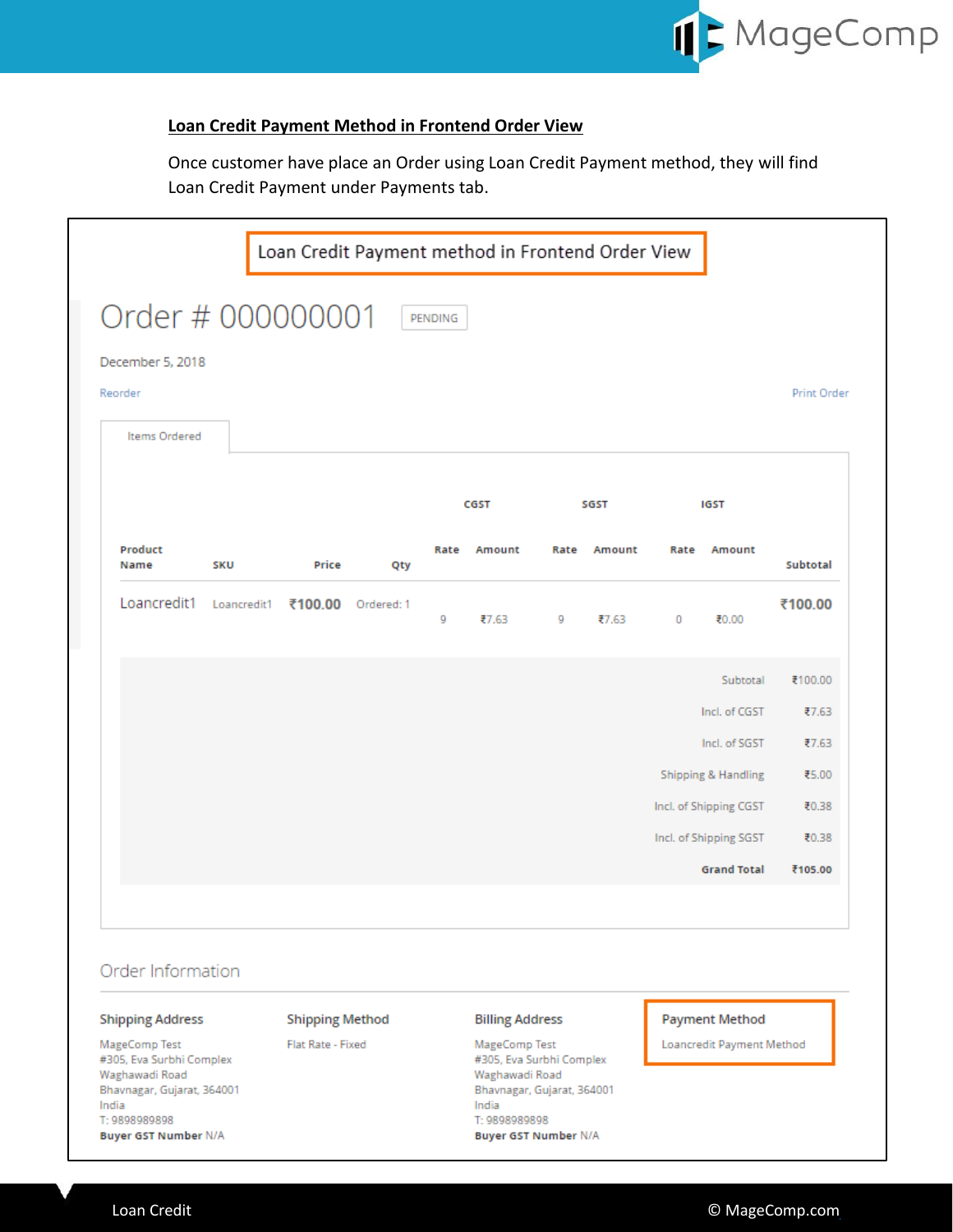## Loan Credit Payment Method in Frontend Order View

Once customer have place an Order using Loan Credit Payment method, they will find Loan Credit Payment under Payments tab.

Loan Credit Payment method in Frontend Order View

# Order # 000000001

PENDING

December 5, 2018

Reorder

Print Order

Items Ordered

| Product Name | SKU | Price | Qty | CGST | | SGST | | IGST | | Subtotal |
|---|---|---|---|---|---|---|---|---|---|---|
| | | | | Rate | Amount | Rate | Amount | Rate | Amount | |
| Loancredit1 | Loancredit1 | ₹100.00 | Ordered: 1 | 9 | ₹7.63 | 9 | ₹7.63 | 0 | ₹0.00 | ₹100.00 |

| | |
|---|---|
| Subtotal | ₹100.00 |
| Incl. of CGST | ₹7.63 |
| Incl. of SGST | ₹7.63 |
| Shipping & Handling | ₹5.00 |
| Incl. of Shipping CGST | ₹0.38 |
| Incl. of Shipping SGST | ₹0.38 |
| **Grand Total** | **₹105.00** |

### Order Information

**Shipping Address**
MageComp Test
#305, Eva Surbhi Complex
Waghawadi Road
Bhavnagar, Gujarat, 364001
India
T: 9898989898
**Buyer GST Number** N/A

**Shipping Method**
Flat Rate - Fixed

**Billing Address**
MageComp Test
#305, Eva Surbhi Complex
Waghawadi Road
Bhavnagar, Gujarat, 364001
India
T: 9898989898
**Buyer GST Number** N/A

**Payment Method**
Loancredit Payment Method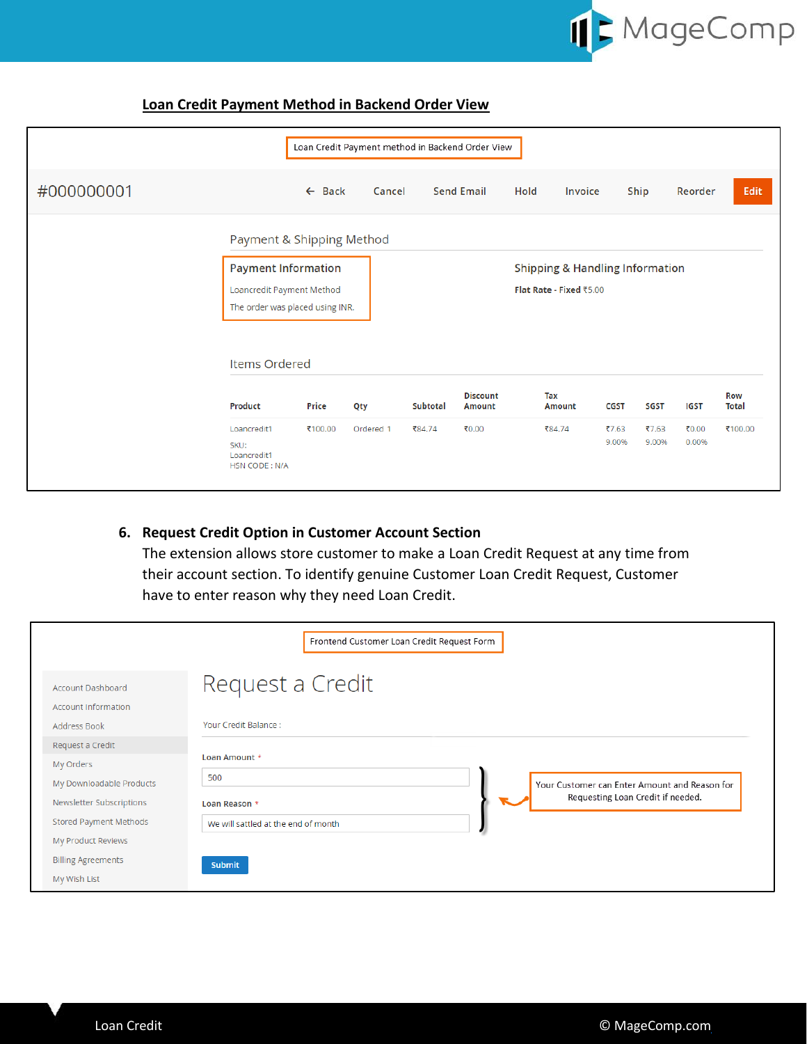## Loan Credit Payment Method in Backend Order View

Loan Credit Payment method in Backend Order View

#000000001

← Back | Cancel | Send Email | Hold | Invoice | Ship | Reorder | Edit

Payment & Shipping Method

**Payment Information**

Loancredit Payment Method

The order was placed using INR.

**Shipping & Handling Information**

**Flat Rate - Fixed** ₹5.00

Items Ordered

| Product | Price | Qty | Subtotal | Discount Amount | Tax Amount | CGST | SGST | IGST | Row Total |
|---|---|---|---|---|---|---|---|---|---|
| Loancredit1<br>SKU: Loancredit1<br>HSN CODE : N/A | ₹100.00 | Ordered 1 | ₹84.74 | ₹0.00 | ₹84.74 | ₹7.63<br>9.00% | ₹7.63<br>9.00% | ₹0.00<br>0.00% | ₹100.00 |

6. **Request Credit Option in Customer Account Section**

   The extension allows store customer to make a Loan Credit Request at any time from their account section. To identify genuine Customer Loan Credit Request, Customer have to enter reason why they need Loan Credit.

Frontend Customer Loan Credit Request Form

- Account Dashboard
- Account Information
- Address Book
- Request a Credit
- My Orders
- My Downloadable Products
- Newsletter Subscriptions
- Stored Payment Methods
- My Product Reviews
- Billing Agreements
- My Wish List

# Request a Credit

Your Credit Balance :

Loan Amount *

500

Loan Reason *

We will sattled at the end of month

Submit

Your Customer can Enter Amount and Reason for Requesting Loan Credit if needed.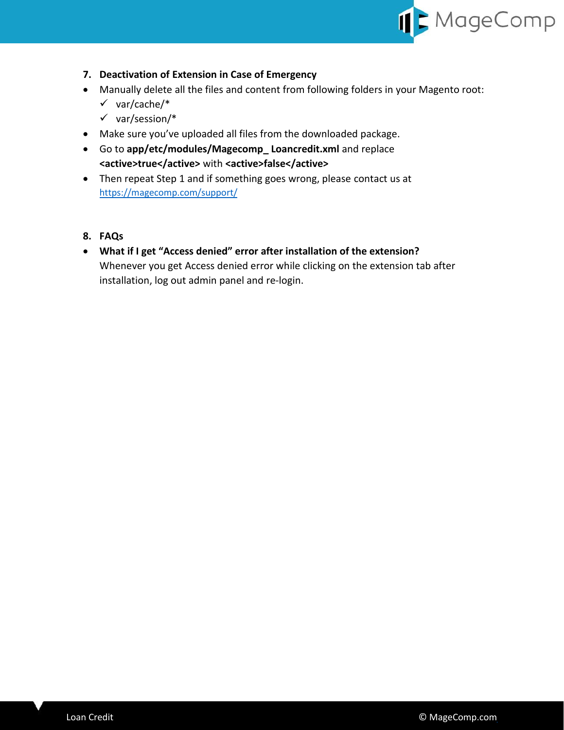7. **Deactivation of Extension in Case of Emergency**

- Manually delete all the files and content from following folders in your Magento root:
  - ✓ var/cache/*
  - ✓ var/session/*
- Make sure you've uploaded all files from the downloaded package.
- Go to **app/etc/modules/Magecomp_ Loancredit.xml** and replace **<active>true</active>** with **<active>false</active>**
- Then repeat Step 1 and if something goes wrong, please contact us at [https://magecomp.com/support/](https://magecomp.com/support/)

8. **FAQs**

- **What if I get "Access denied" error after installation of the extension?**
  Whenever you get Access denied error while clicking on the extension tab after installation, log out admin panel and re-login.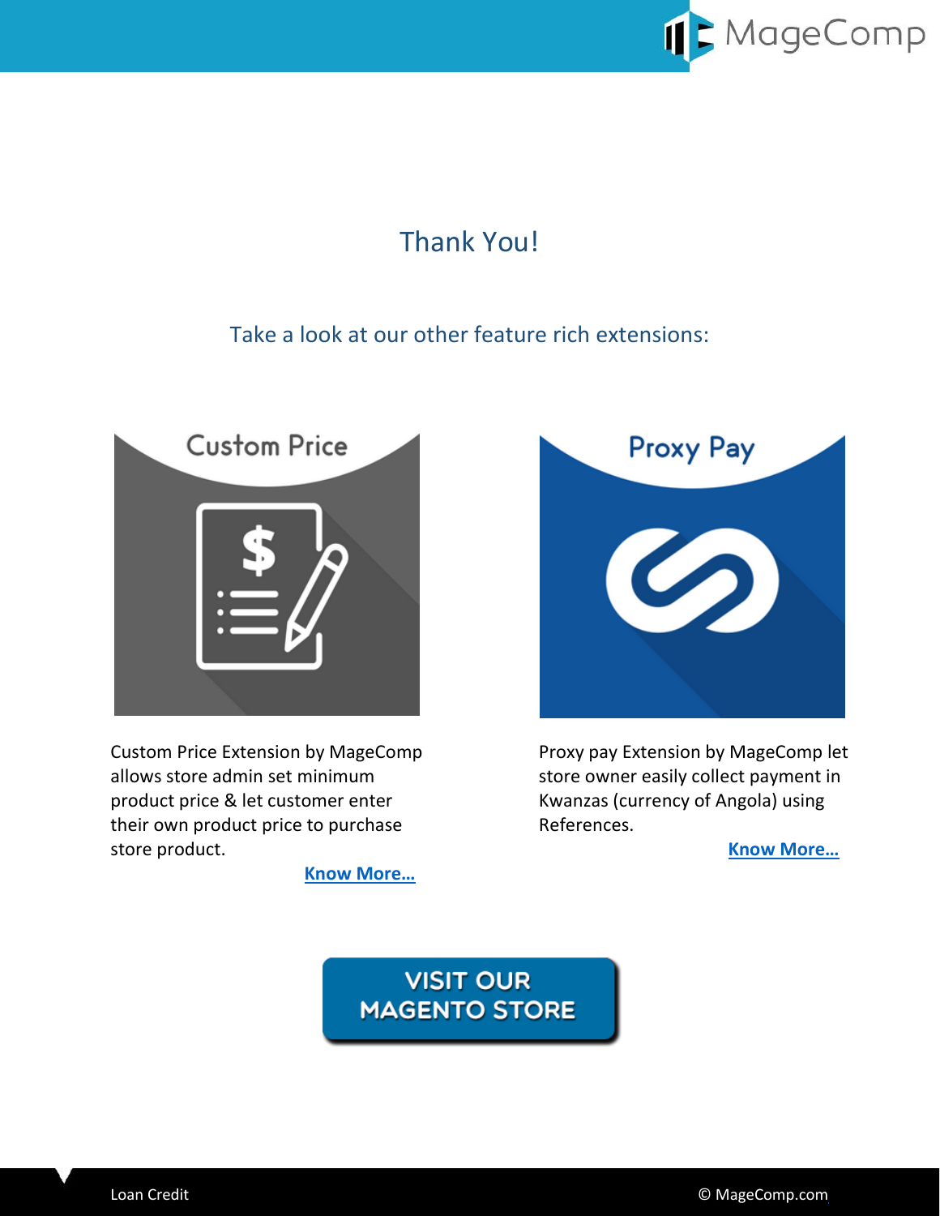## Thank You!

### Take a look at our other feature rich extensions:

Custom Price

Custom Price Extension by MageComp allows store admin set minimum product price & let customer enter their own product price to purchase store product.

**Know More…**

Proxy Pay

Proxy pay Extension by MageComp let store owner easily collect payment in Kwanzas (currency of Angola) using References.

**Know More…**

VISIT OUR MAGENTO STORE